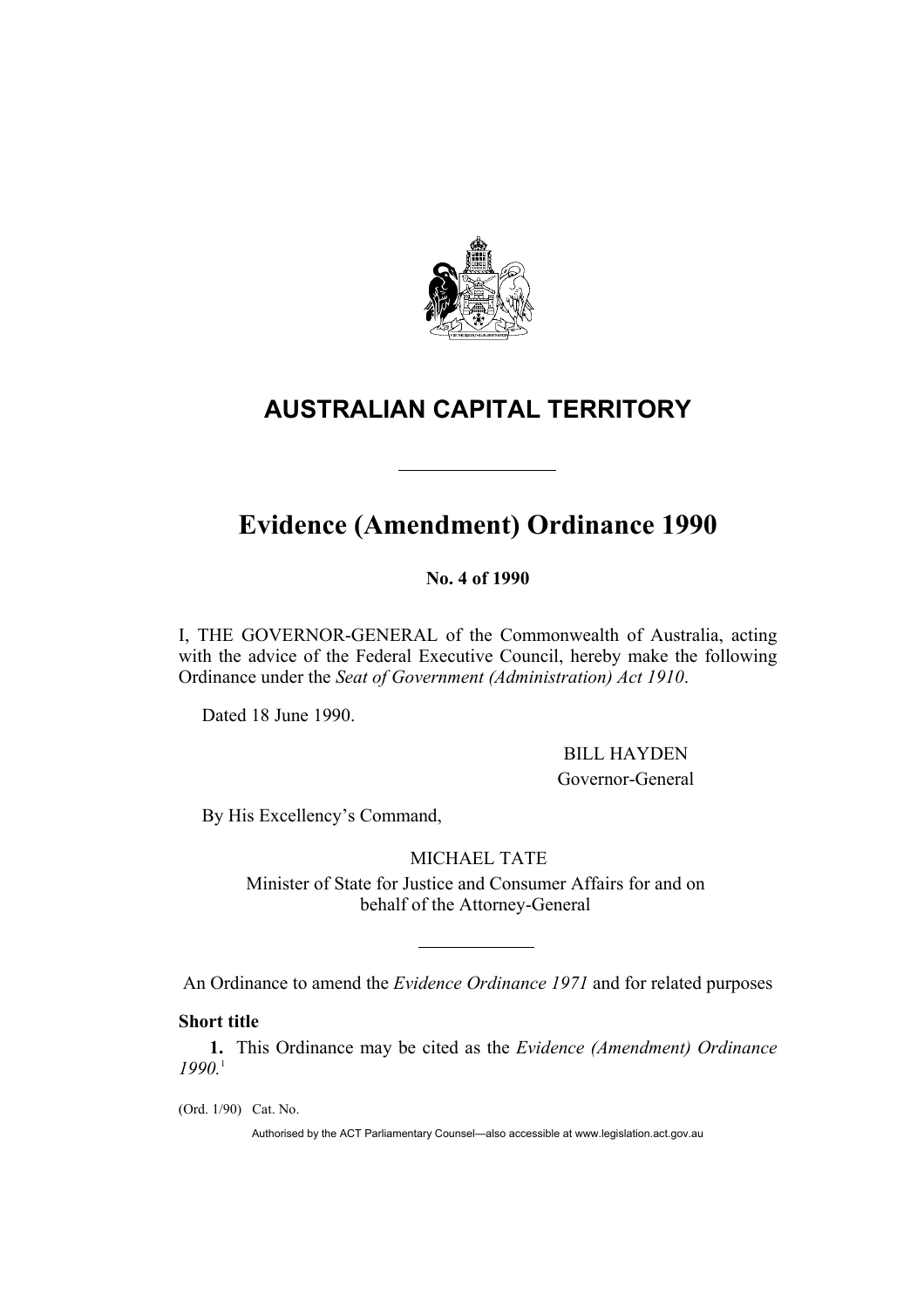# AUSTRALIAN CAPITAL TERRITORY

---

# Evidence (Amendment) Ordinance 1990

**No. 4 of 1990**

I, THE GOVERNOR-GENERAL of the Commonwealth of Australia, acting with the advice of the Federal Executive Council, hereby make the following Ordinance under the *Seat of Government (Administration) Act 1910*.

Dated 18 June 1990.

BILL HAYDEN
Governor-General

By His Excellency's Command,

MICHAEL TATE
Minister of State for Justice and Consumer Affairs for and on behalf of the Attorney-General

---

An Ordinance to amend the *Evidence Ordinance 1971* and for related purposes

**Short title**

**1.** This Ordinance may be cited as the *Evidence (Amendment) Ordinance 1990.*[1]

(Ord. 1/90) Cat. No.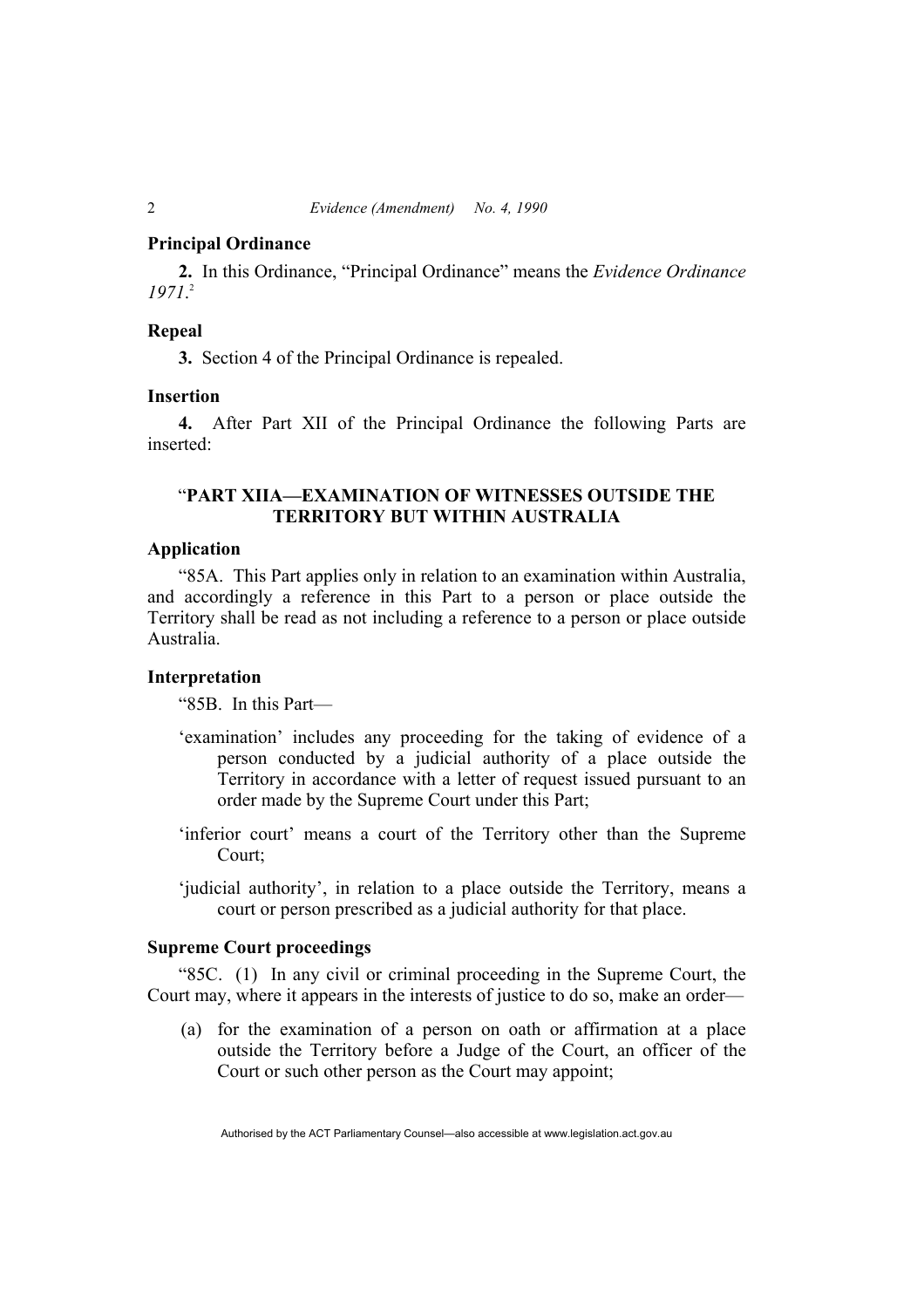**Principal Ordinance**

**2.** In this Ordinance, "Principal Ordinance" means the *Evidence Ordinance 1971*.[2]

**Repeal**

**3.** Section 4 of the Principal Ordinance is repealed.

**Insertion**

**4.** After Part XII of the Principal Ordinance the following Parts are inserted:

## "PART XIIA—EXAMINATION OF WITNESSES OUTSIDE THE TERRITORY BUT WITHIN AUSTRALIA

**Application**

"85A. This Part applies only in relation to an examination within Australia, and accordingly a reference in this Part to a person or place outside the Territory shall be read as not including a reference to a person or place outside Australia.

**Interpretation**

"85B. In this Part—

'examination' includes any proceeding for the taking of evidence of a person conducted by a judicial authority of a place outside the Territory in accordance with a letter of request issued pursuant to an order made by the Supreme Court under this Part;

'inferior court' means a court of the Territory other than the Supreme Court;

'judicial authority', in relation to a place outside the Territory, means a court or person prescribed as a judicial authority for that place.

**Supreme Court proceedings**

"85C. (1) In any civil or criminal proceeding in the Supreme Court, the Court may, where it appears in the interests of justice to do so, make an order—

(a) for the examination of a person on oath or affirmation at a place outside the Territory before a Judge of the Court, an officer of the Court or such other person as the Court may appoint;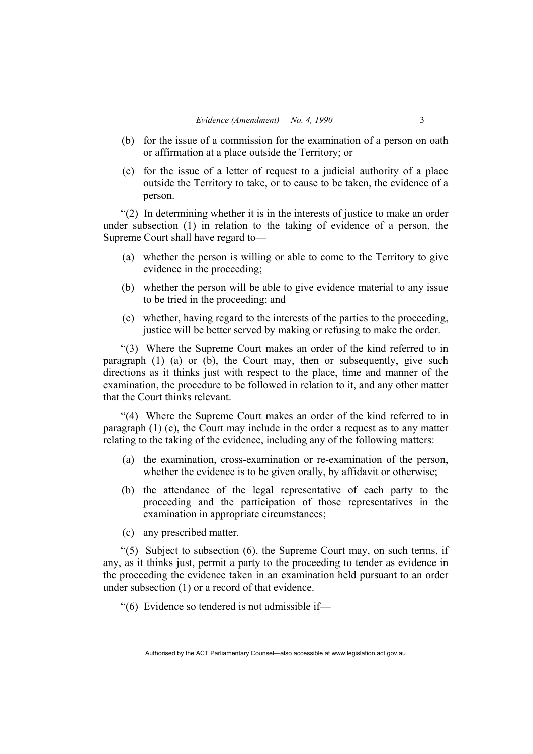(b) for the issue of a commission for the examination of a person on oath or affirmation at a place outside the Territory; or

(c) for the issue of a letter of request to a judicial authority of a place outside the Territory to take, or to cause to be taken, the evidence of a person.

"(2) In determining whether it is in the interests of justice to make an order under subsection (1) in relation to the taking of evidence of a person, the Supreme Court shall have regard to—

(a) whether the person is willing or able to come to the Territory to give evidence in the proceeding;

(b) whether the person will be able to give evidence material to any issue to be tried in the proceeding; and

(c) whether, having regard to the interests of the parties to the proceeding, justice will be better served by making or refusing to make the order.

"(3) Where the Supreme Court makes an order of the kind referred to in paragraph (1) (a) or (b), the Court may, then or subsequently, give such directions as it thinks just with respect to the place, time and manner of the examination, the procedure to be followed in relation to it, and any other matter that the Court thinks relevant.

"(4) Where the Supreme Court makes an order of the kind referred to in paragraph (1) (c), the Court may include in the order a request as to any matter relating to the taking of the evidence, including any of the following matters:

(a) the examination, cross-examination or re-examination of the person, whether the evidence is to be given orally, by affidavit or otherwise;

(b) the attendance of the legal representative of each party to the proceeding and the participation of those representatives in the examination in appropriate circumstances;

(c) any prescribed matter.

"(5) Subject to subsection (6), the Supreme Court may, on such terms, if any, as it thinks just, permit a party to the proceeding to tender as evidence in the proceeding the evidence taken in an examination held pursuant to an order under subsection (1) or a record of that evidence.

"(6) Evidence so tendered is not admissible if—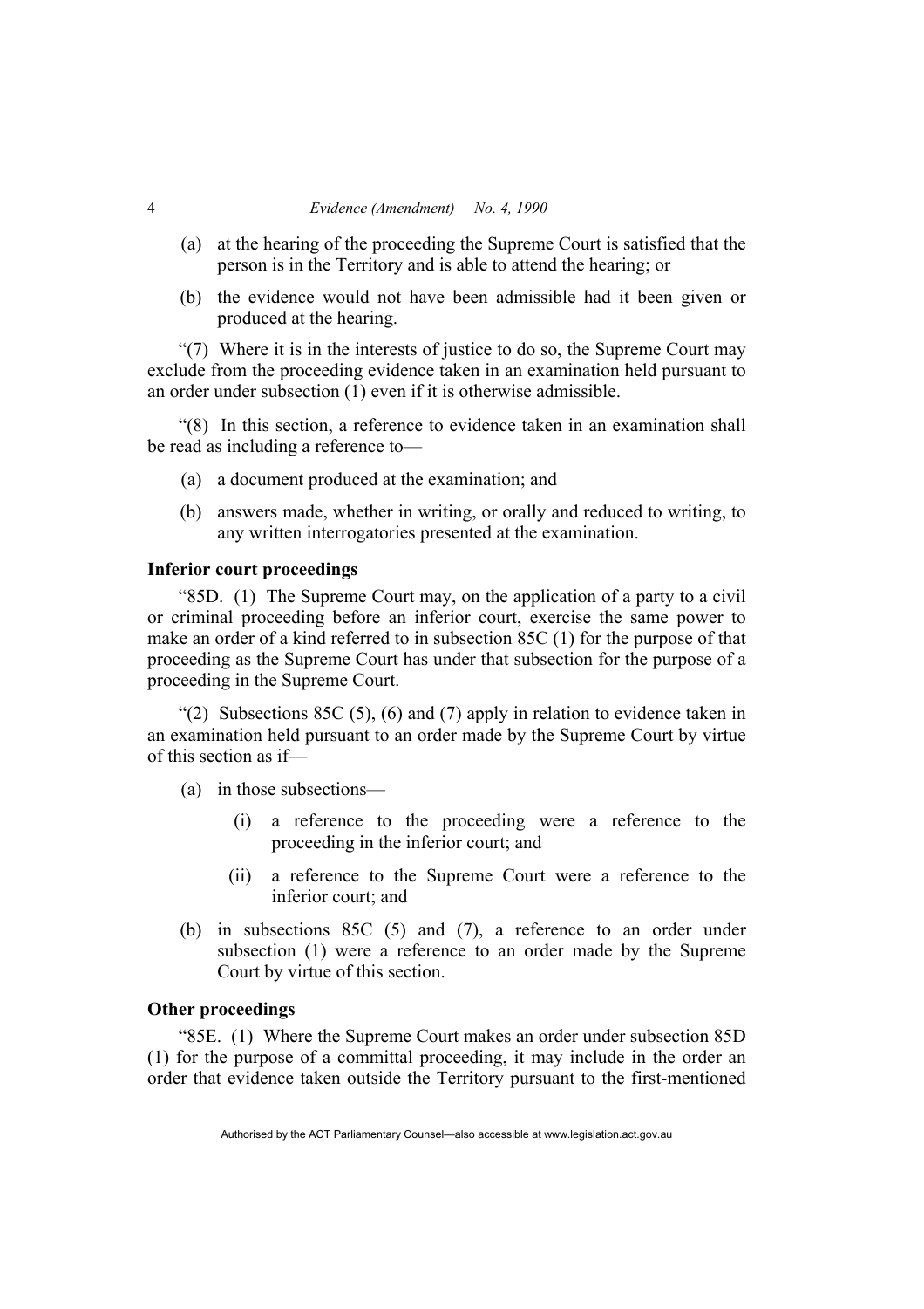(a) at the hearing of the proceeding the Supreme Court is satisfied that the person is in the Territory and is able to attend the hearing; or

(b) the evidence would not have been admissible had it been given or produced at the hearing.

"(7) Where it is in the interests of justice to do so, the Supreme Court may exclude from the proceeding evidence taken in an examination held pursuant to an order under subsection (1) even if it is otherwise admissible.

"(8) In this section, a reference to evidence taken in an examination shall be read as including a reference to—

(a) a document produced at the examination; and

(b) answers made, whether in writing, or orally and reduced to writing, to any written interrogatories presented at the examination.

**Inferior court proceedings**

"85D. (1) The Supreme Court may, on the application of a party to a civil or criminal proceeding before an inferior court, exercise the same power to make an order of a kind referred to in subsection 85C (1) for the purpose of that proceeding as the Supreme Court has under that subsection for the purpose of a proceeding in the Supreme Court.

"(2) Subsections 85C (5), (6) and (7) apply in relation to evidence taken in an examination held pursuant to an order made by the Supreme Court by virtue of this section as if—

(a) in those subsections—

  (i) a reference to the proceeding were a reference to the proceeding in the inferior court; and

  (ii) a reference to the Supreme Court were a reference to the inferior court; and

(b) in subsections 85C (5) and (7), a reference to an order under subsection (1) were a reference to an order made by the Supreme Court by virtue of this section.

**Other proceedings**

"85E. (1) Where the Supreme Court makes an order under subsection 85D (1) for the purpose of a committal proceeding, it may include in the order an order that evidence taken outside the Territory pursuant to the first-mentioned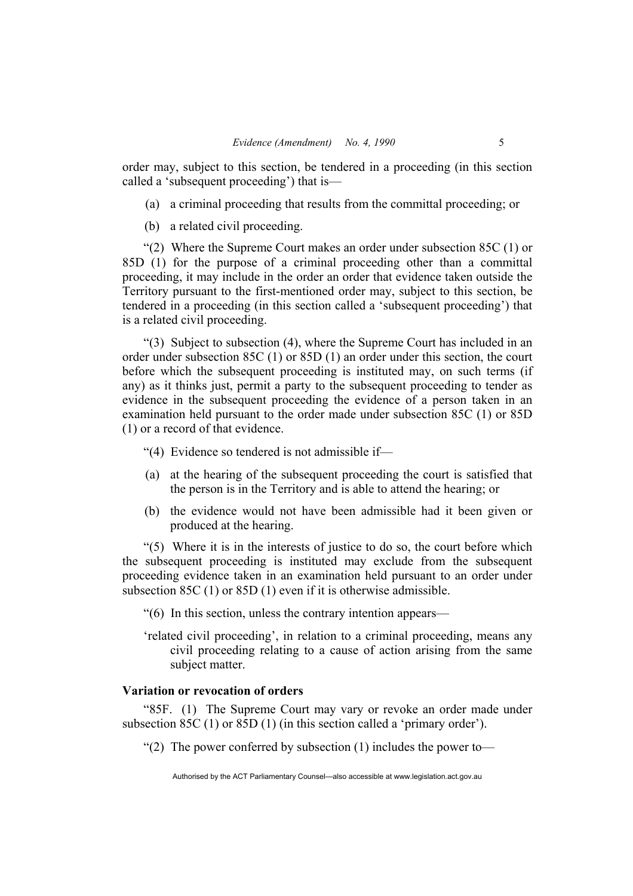order may, subject to this section, be tendered in a proceeding (in this section called a 'subsequent proceeding') that is—

(a) a criminal proceeding that results from the committal proceeding; or

(b) a related civil proceeding.

"(2) Where the Supreme Court makes an order under subsection 85C (1) or 85D (1) for the purpose of a criminal proceeding other than a committal proceeding, it may include in the order an order that evidence taken outside the Territory pursuant to the first-mentioned order may, subject to this section, be tendered in a proceeding (in this section called a 'subsequent proceeding') that is a related civil proceeding.

"(3) Subject to subsection (4), where the Supreme Court has included in an order under subsection 85C (1) or 85D (1) an order under this section, the court before which the subsequent proceeding is instituted may, on such terms (if any) as it thinks just, permit a party to the subsequent proceeding to tender as evidence in the subsequent proceeding the evidence of a person taken in an examination held pursuant to the order made under subsection 85C (1) or 85D (1) or a record of that evidence.

"(4) Evidence so tendered is not admissible if—

(a) at the hearing of the subsequent proceeding the court is satisfied that the person is in the Territory and is able to attend the hearing; or

(b) the evidence would not have been admissible had it been given or produced at the hearing.

"(5) Where it is in the interests of justice to do so, the court before which the subsequent proceeding is instituted may exclude from the subsequent proceeding evidence taken in an examination held pursuant to an order under subsection 85C (1) or 85D (1) even if it is otherwise admissible.

"(6) In this section, unless the contrary intention appears—

'related civil proceeding', in relation to a criminal proceeding, means any civil proceeding relating to a cause of action arising from the same subject matter.

**Variation or revocation of orders**

"85F. (1) The Supreme Court may vary or revoke an order made under subsection 85C (1) or 85D (1) (in this section called a 'primary order').

"(2) The power conferred by subsection (1) includes the power to—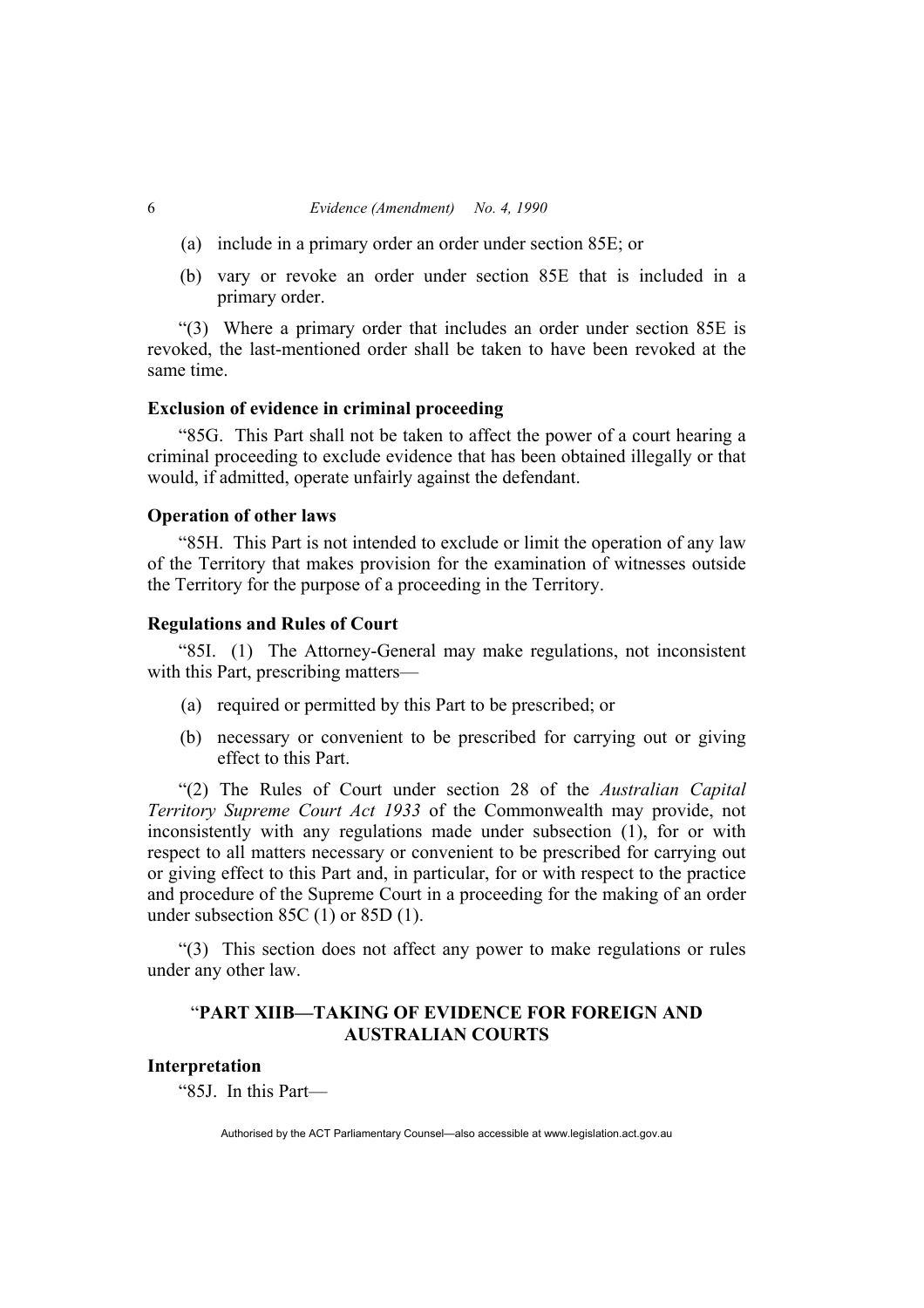(a) include in a primary order an order under section 85E; or

(b) vary or revoke an order under section 85E that is included in a primary order.

"(3) Where a primary order that includes an order under section 85E is revoked, the last-mentioned order shall be taken to have been revoked at the same time.

**Exclusion of evidence in criminal proceeding**

"85G. This Part shall not be taken to affect the power of a court hearing a criminal proceeding to exclude evidence that has been obtained illegally or that would, if admitted, operate unfairly against the defendant.

**Operation of other laws**

"85H. This Part is not intended to exclude or limit the operation of any law of the Territory that makes provision for the examination of witnesses outside the Territory for the purpose of a proceeding in the Territory.

**Regulations and Rules of Court**

"85I. (1) The Attorney-General may make regulations, not inconsistent with this Part, prescribing matters—

(a) required or permitted by this Part to be prescribed; or

(b) necessary or convenient to be prescribed for carrying out or giving effect to this Part.

"(2) The Rules of Court under section 28 of the *Australian Capital Territory Supreme Court Act 1933* of the Commonwealth may provide, not inconsistently with any regulations made under subsection (1), for or with respect to all matters necessary or convenient to be prescribed for carrying out or giving effect to this Part and, in particular, for or with respect to the practice and procedure of the Supreme Court in a proceeding for the making of an order under subsection 85C (1) or 85D (1).

"(3) This section does not affect any power to make regulations or rules under any other law.

"**PART XIIB—TAKING OF EVIDENCE FOR FOREIGN AND AUSTRALIAN COURTS**

**Interpretation**

"85J. In this Part—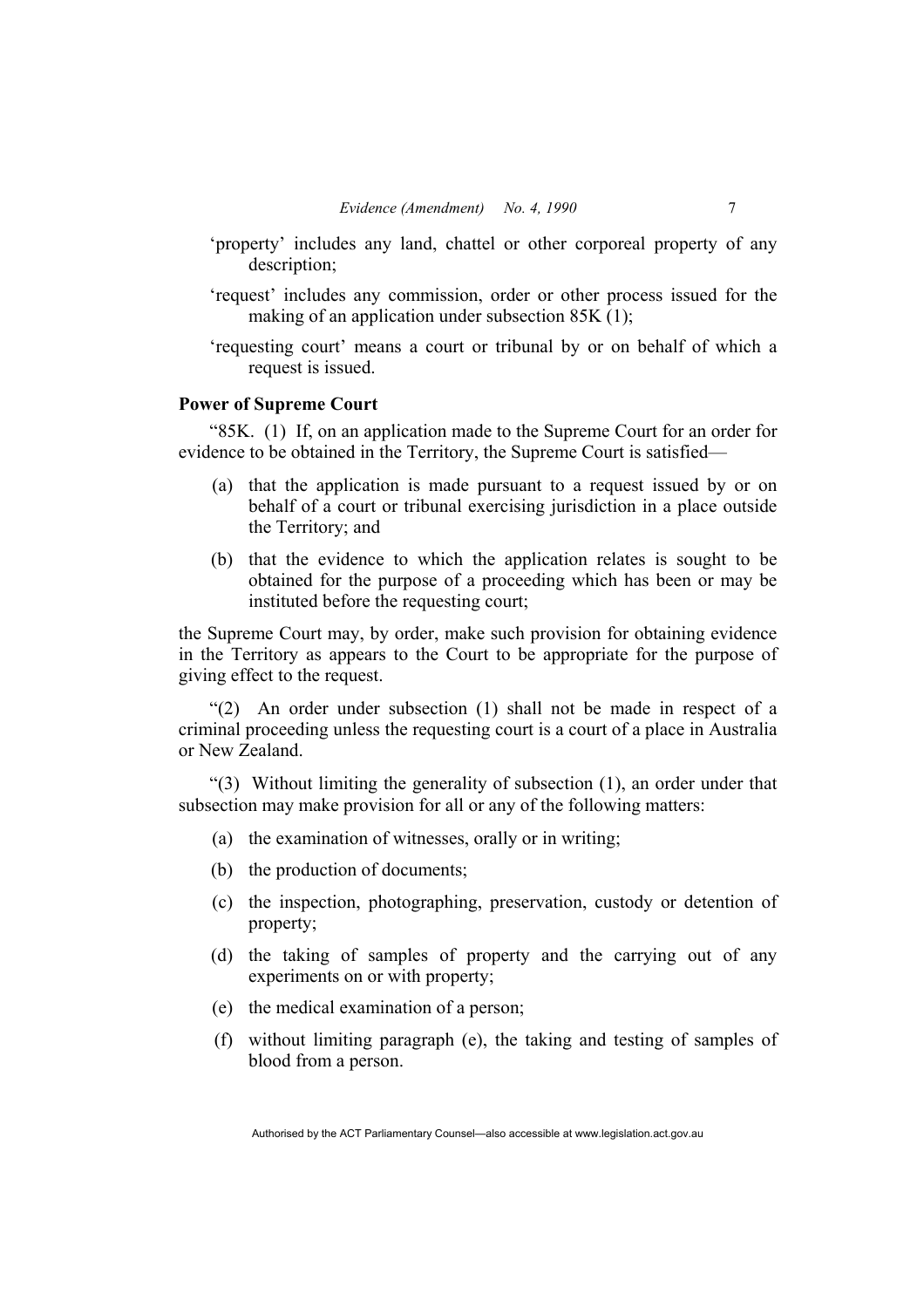'property' includes any land, chattel or other corporeal property of any description;

'request' includes any commission, order or other process issued for the making of an application under subsection 85K (1);

'requesting court' means a court or tribunal by or on behalf of which a request is issued.

**Power of Supreme Court**

"85K. (1) If, on an application made to the Supreme Court for an order for evidence to be obtained in the Territory, the Supreme Court is satisfied—

(a) that the application is made pursuant to a request issued by or on behalf of a court or tribunal exercising jurisdiction in a place outside the Territory; and

(b) that the evidence to which the application relates is sought to be obtained for the purpose of a proceeding which has been or may be instituted before the requesting court;

the Supreme Court may, by order, make such provision for obtaining evidence in the Territory as appears to the Court to be appropriate for the purpose of giving effect to the request.

"(2) An order under subsection (1) shall not be made in respect of a criminal proceeding unless the requesting court is a court of a place in Australia or New Zealand.

"(3) Without limiting the generality of subsection (1), an order under that subsection may make provision for all or any of the following matters:

(a) the examination of witnesses, orally or in writing;

(b) the production of documents;

(c) the inspection, photographing, preservation, custody or detention of property;

(d) the taking of samples of property and the carrying out of any experiments on or with property;

(e) the medical examination of a person;

(f) without limiting paragraph (e), the taking and testing of samples of blood from a person.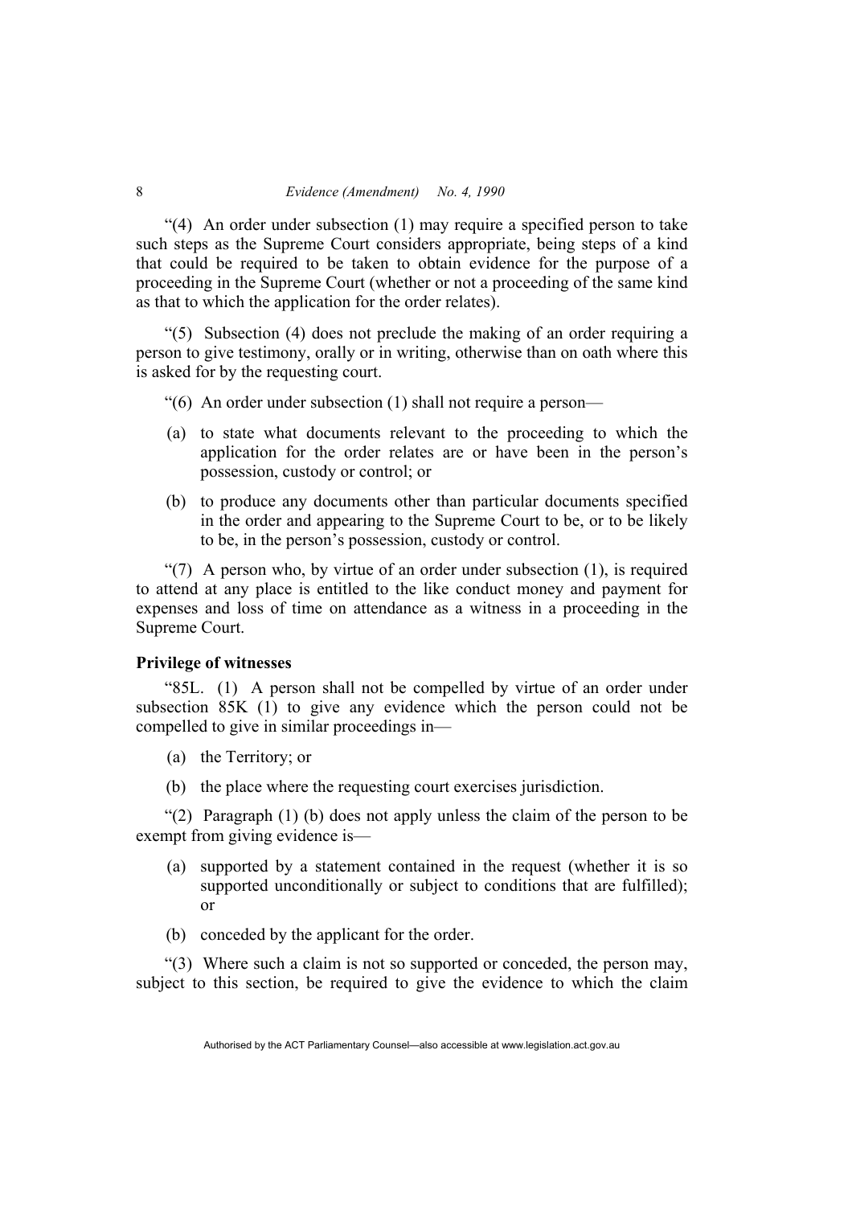"(4) An order under subsection (1) may require a specified person to take such steps as the Supreme Court considers appropriate, being steps of a kind that could be required to be taken to obtain evidence for the purpose of a proceeding in the Supreme Court (whether or not a proceeding of the same kind as that to which the application for the order relates).

"(5) Subsection (4) does not preclude the making of an order requiring a person to give testimony, orally or in writing, otherwise than on oath where this is asked for by the requesting court.

"(6) An order under subsection (1) shall not require a person—

(a) to state what documents relevant to the proceeding to which the application for the order relates are or have been in the person's possession, custody or control; or

(b) to produce any documents other than particular documents specified in the order and appearing to the Supreme Court to be, or to be likely to be, in the person's possession, custody or control.

"(7) A person who, by virtue of an order under subsection (1), is required to attend at any place is entitled to the like conduct money and payment for expenses and loss of time on attendance as a witness in a proceeding in the Supreme Court.

**Privilege of witnesses**

"85L. (1) A person shall not be compelled by virtue of an order under subsection 85K (1) to give any evidence which the person could not be compelled to give in similar proceedings in—

(a) the Territory; or

(b) the place where the requesting court exercises jurisdiction.

"(2) Paragraph (1) (b) does not apply unless the claim of the person to be exempt from giving evidence is—

(a) supported by a statement contained in the request (whether it is so supported unconditionally or subject to conditions that are fulfilled); or

(b) conceded by the applicant for the order.

"(3) Where such a claim is not so supported or conceded, the person may, subject to this section, be required to give the evidence to which the claim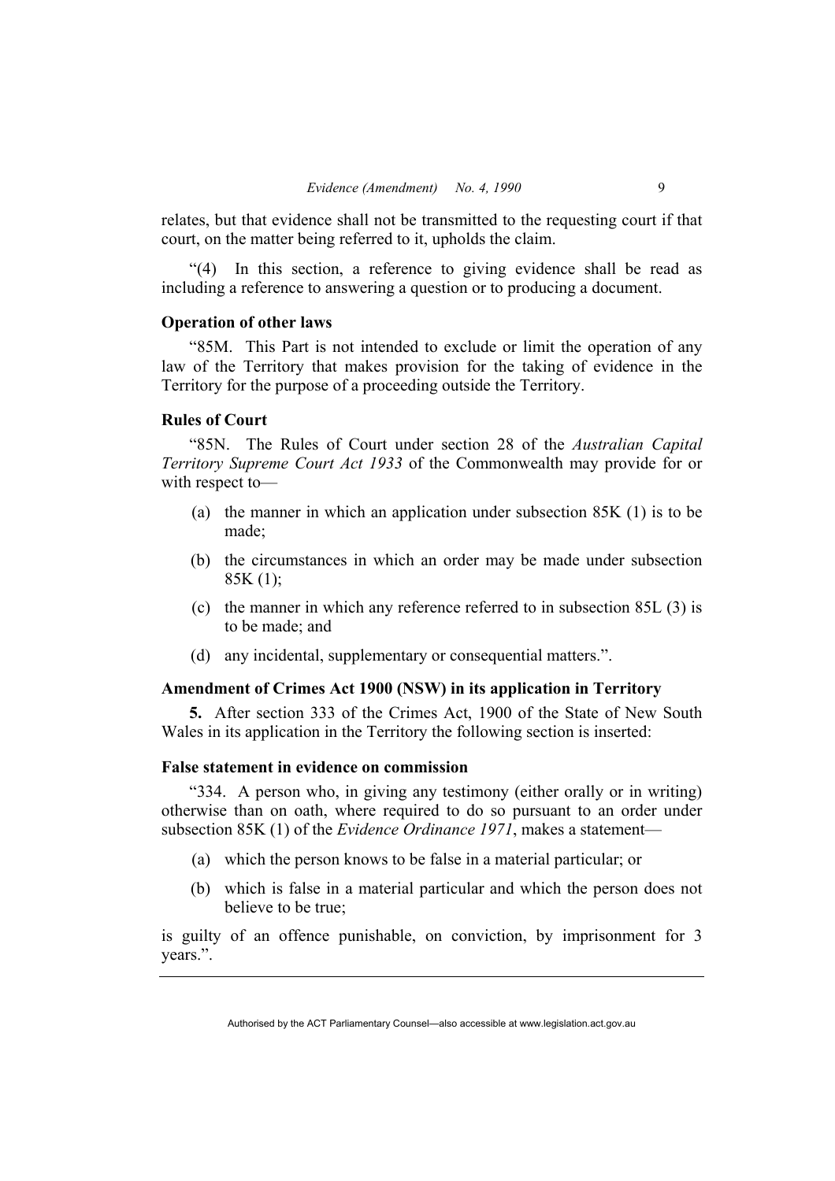relates, but that evidence shall not be transmitted to the requesting court if that court, on the matter being referred to it, upholds the claim.

"(4) In this section, a reference to giving evidence shall be read as including a reference to answering a question or to producing a document.

**Operation of other laws**

"85M. This Part is not intended to exclude or limit the operation of any law of the Territory that makes provision for the taking of evidence in the Territory for the purpose of a proceeding outside the Territory.

**Rules of Court**

"85N. The Rules of Court under section 28 of the *Australian Capital Territory Supreme Court Act 1933* of the Commonwealth may provide for or with respect to—

(a) the manner in which an application under subsection 85K (1) is to be made;

(b) the circumstances in which an order may be made under subsection 85K (1);

(c) the manner in which any reference referred to in subsection 85L (3) is to be made; and

(d) any incidental, supplementary or consequential matters.".

**Amendment of Crimes Act 1900 (NSW) in its application in Territory**

**5.** After section 333 of the Crimes Act, 1900 of the State of New South Wales in its application in the Territory the following section is inserted:

**False statement in evidence on commission**

"334. A person who, in giving any testimony (either orally or in writing) otherwise than on oath, where required to do so pursuant to an order under subsection 85K (1) of the *Evidence Ordinance 1971*, makes a statement—

(a) which the person knows to be false in a material particular; or

(b) which is false in a material particular and which the person does not believe to be true;

is guilty of an offence punishable, on conviction, by imprisonment for 3 years.".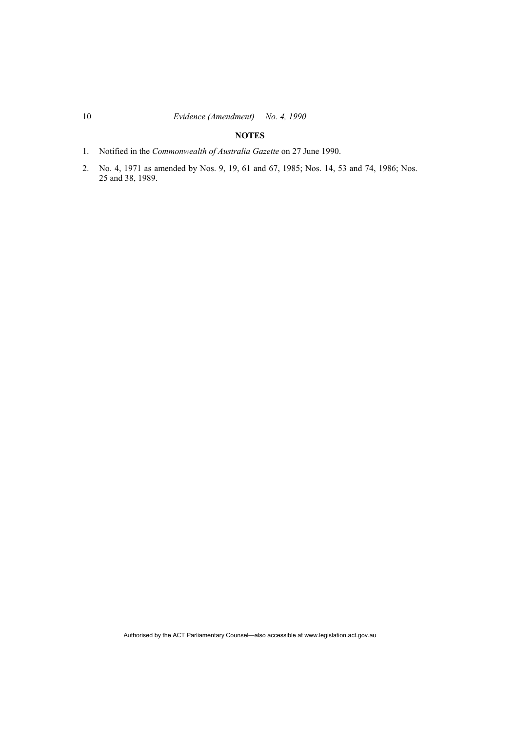## NOTES

1. Notified in the *Commonwealth of Australia Gazette* on 27 June 1990.
2. No. 4, 1971 as amended by Nos. 9, 19, 61 and 67, 1985; Nos. 14, 53 and 74, 1986; Nos. 25 and 38, 1989.